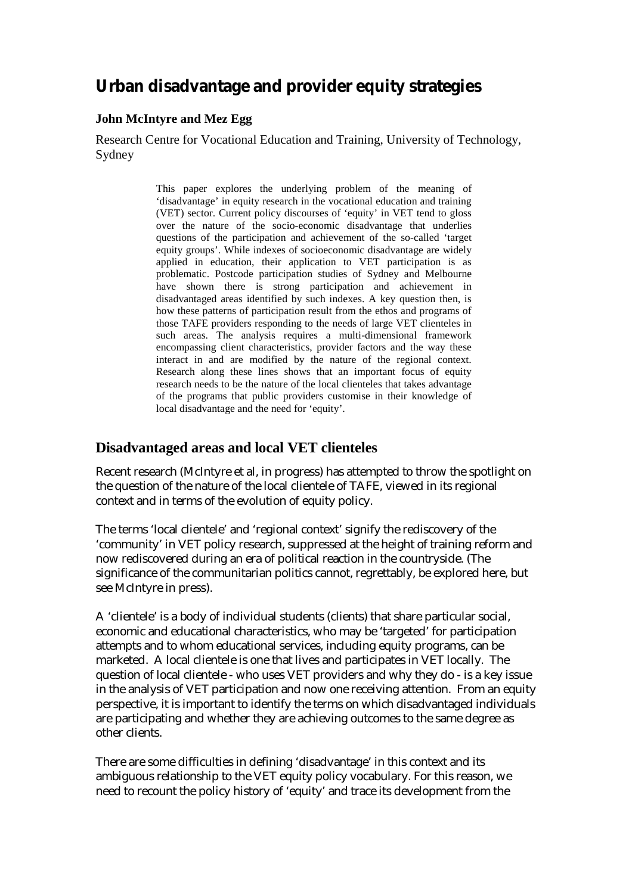# Urban disadvantage and provider equity strategies

**John McIntyre and Mez Egg**

Research Centre for Vocational Education and Training, University of Technology, Sydney

> This paper explores the underlying problem of the meaning of 'disadvantage' in equity research in the vocational education and training (VET) sector. Current policy discourses of 'equity' in VET tend to gloss over the nature of the socio-economic disadvantage that underlies questions of the participation and achievement of the so-called 'target equity groups'. While indexes of socioeconomic disadvantage are widely applied in education, their application to VET participation is as problematic. Postcode participation studies of Sydney and Melbourne have shown there is strong participation and achievement in disadvantaged areas identified by such indexes. A key question then, is how these patterns of participation result from the ethos and programs of those TAFE providers responding to the needs of large VET clienteles in such areas. The analysis requires a multi-dimensional framework encompassing client characteristics, provider factors and the way these interact in and are modified by the nature of the regional context. Research along these lines shows that an important focus of equity research needs to be the nature of the local clienteles that takes advantage of the programs that public providers customise in their knowledge of local disadvantage and the need for 'equity'.

## Disadvantaged areas and local VET clienteles

Recent research (McIntyre et al, in progress) has attempted to throw the spotlight on the question of the nature of the local clientele of TAFE, viewed in its regional context and in terms of the evolution of equity policy.

The terms 'local clientele' and 'regional context' signify the rediscovery of the 'community' in VET policy research, suppressed at the height of training reform and now rediscovered during an era of political reaction in the countryside. (The significance of the communitarian politics cannot, regrettably, be explored here, but see McIntyre in press).

A 'clientele' is a body of individual students (clients) that share particular social, economic and educational characteristics, who may be 'targeted' for participation attempts and to whom educational services, including equity programs, can be marketed. A local clientele is one that lives and participates in VET locally. The question of local clientele - who uses VET providers and why they do - is a key issue in the analysis of VET participation and now one receiving attention. From an equity perspective, it is important to identify the terms on which disadvantaged individuals are participating and whether they are achieving outcomes to the same degree as other clients.

There are some difficulties in defining 'disadvantage' in this context and its ambiguous relationship to the VET equity policy vocabulary. For this reason, we need to recount the policy history of 'equity' and trace its development from the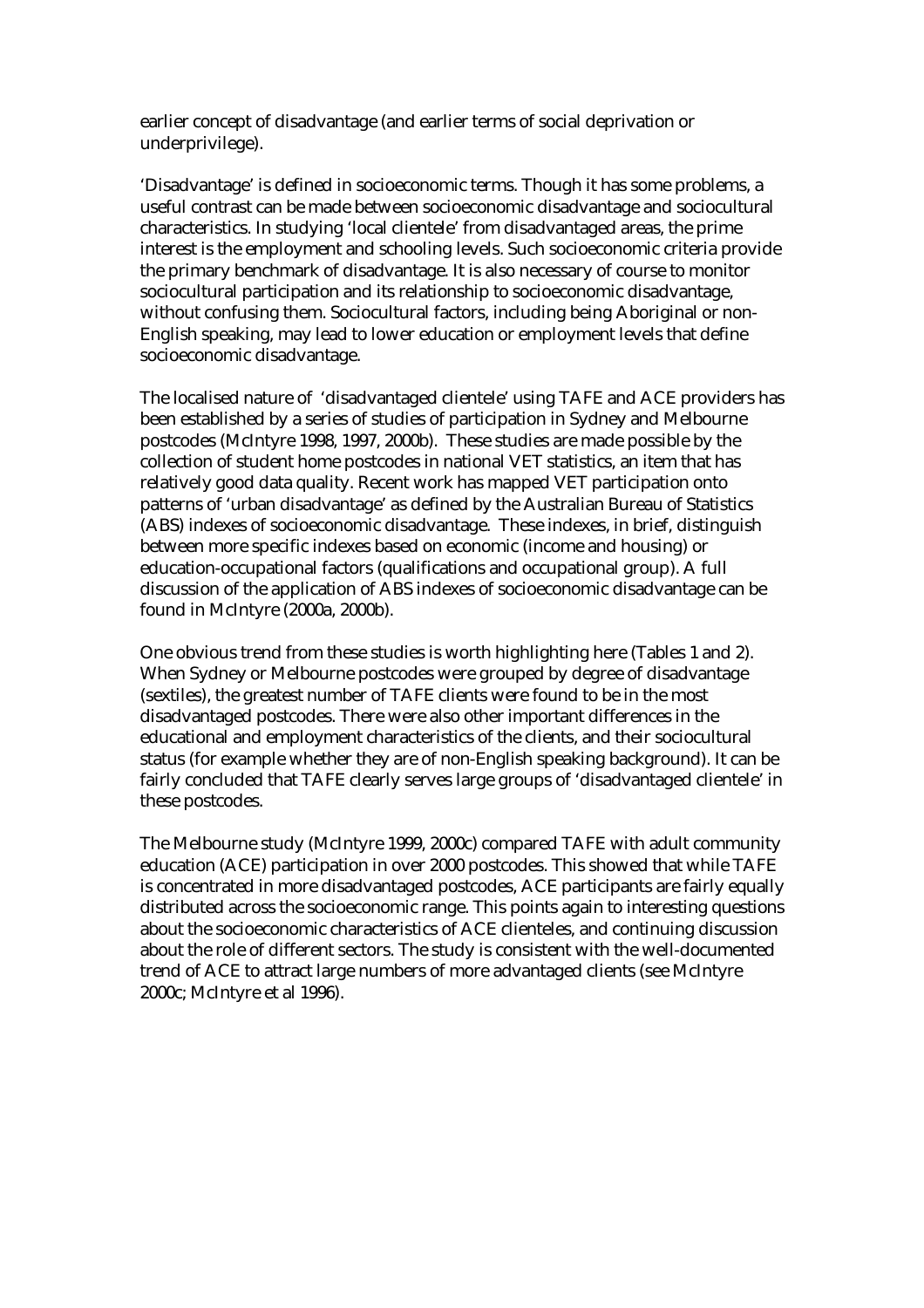earlier concept of disadvantage (and earlier terms of social deprivation or underprivilege).

'Disadvantage' is defined in socioeconomic terms. Though it has some problems, a useful contrast can be made between socioeconomic disadvantage and sociocultural characteristics. In studying 'local clientele' from disadvantaged areas, the prime interest is the employment and schooling levels. Such socioeconomic criteria provide the primary benchmark of disadvantage. It is also necessary of course to monitor sociocultural participation and its relationship to socioeconomic disadvantage, without confusing them. Sociocultural factors, including being Aboriginal or non-English speaking, may lead to lower education or employment levels that define socioeconomic disadvantage.

The localised nature of 'disadvantaged clientele' using TAFE and ACE providers has been established by a series of studies of participation in Sydney and Melbourne postcodes (McIntyre 1998, 1997, 2000b). These studies are made possible by the collection of student home postcodes in national VET statistics, an item that has relatively good data quality. Recent work has mapped VET participation onto patterns of 'urban disadvantage' as defined by the Australian Bureau of Statistics (ABS) indexes of socioeconomic disadvantage. These indexes, in brief, distinguish between more specific indexes based on economic (income and housing) or education-occupational factors (qualifications and occupational group). A full discussion of the application of ABS indexes of socioeconomic disadvantage can be found in McIntyre (2000a, 2000b).

One obvious trend from these studies is worth highlighting here (Tables 1 and 2). When Sydney or Melbourne postcodes were grouped by degree of disadvantage (sextiles), the greatest number of TAFE clients were found to be in the most disadvantaged postcodes. There were also other important differences in the educational and employment characteristics of the clients, and their sociocultural status (for example whether they are of non-English speaking background). It can be fairly concluded that TAFE clearly serves large groups of 'disadvantaged clientele' in these postcodes.

The Melbourne study (McIntyre 1999, 2000c) compared TAFE with adult community education (ACE) participation in over 2000 postcodes. This showed that while TAFE is concentrated in more disadvantaged postcodes, ACE participants are fairly equally distributed across the socioeconomic range. This points again to interesting questions about the socioeconomic characteristics of ACE clienteles, and continuing discussion about the role of different sectors. The study is consistent with the well-documented trend of ACE to attract large numbers of more advantaged clients (see McIntyre 2000c; McIntyre et al 1996).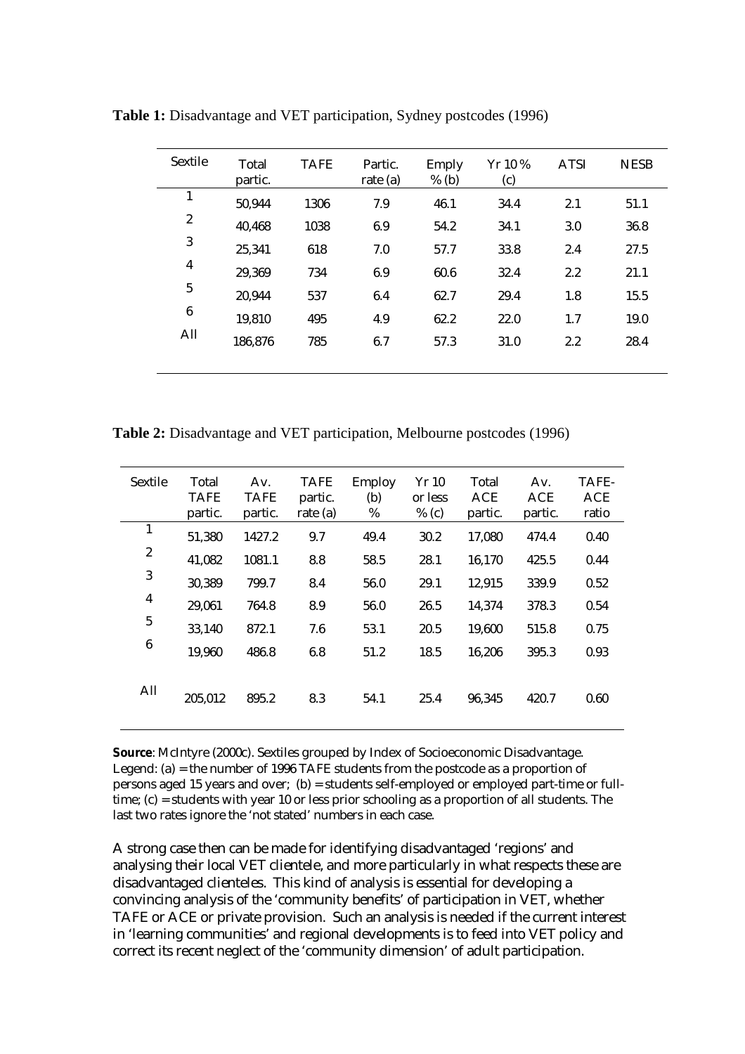**Table 1:** Disadvantage and VET participation, Sydney postcodes (1996)

| Sextile | Total partic. | TAFE | Partic. rate (a) | Emply % (b) | Yr 10 % (c) | ATSI | NESB |
|---|---|---|---|---|---|---|---|
| 1 | 50,944 | 1306 | 7.9 | 46.1 | 34.4 | 2.1 | 51.1 |
| 2 | 40,468 | 1038 | 6.9 | 54.2 | 34.1 | 3.0 | 36.8 |
| 3 | 25,341 | 618 | 7.0 | 57.7 | 33.8 | 2.4 | 27.5 |
| 4 | 29,369 | 734 | 6.9 | 60.6 | 32.4 | 2.2 | 21.1 |
| 5 | 20,944 | 537 | 6.4 | 62.7 | 29.4 | 1.8 | 15.5 |
| 6 | 19,810 | 495 | 4.9 | 62.2 | 22.0 | 1.7 | 19.0 |
| All | 186,876 | 785 | 6.7 | 57.3 | 31.0 | 2.2 | 28.4 |

**Table 2:** Disadvantage and VET participation, Melbourne postcodes (1996)

| Sextile | Total TAFE partic. | Av. TAFE partic. | TAFE partic. rate (a) | Employ (b) % | Yr 10 or less % (c) | Total ACE partic. | Av. ACE partic. | TAFE-ACE ratio |
|---|---|---|---|---|---|---|---|---|
| 1 | 51,380 | 1427.2 | 9.7 | 49.4 | 30.2 | 17,080 | 474.4 | 0.40 |
| 2 | 41,082 | 1081.1 | 8.8 | 58.5 | 28.1 | 16,170 | 425.5 | 0.44 |
| 3 | 30,389 | 799.7 | 8.4 | 56.0 | 29.1 | 12,915 | 339.9 | 0.52 |
| 4 | 29,061 | 764.8 | 8.9 | 56.0 | 26.5 | 14,374 | 378.3 | 0.54 |
| 5 | 33,140 | 872.1 | 7.6 | 53.1 | 20.5 | 19,600 | 515.8 | 0.75 |
| 6 | 19,960 | 486.8 | 6.8 | 51.2 | 18.5 | 16,206 | 395.3 | 0.93 |
| All | 205,012 | 895.2 | 8.3 | 54.1 | 25.4 | 96,345 | 420.7 | 0.60 |

**Source**: McIntyre (2000c). Sextiles grouped by Index of Socioeconomic Disadvantage. Legend: (a) = the number of 1996 TAFE students from the postcode as a proportion of persons aged 15 years and over; (b) = students self-employed or employed part-time or full-time; (c) = students with year 10 or less prior schooling as a proportion of all students. The last two rates ignore the 'not stated' numbers in each case.

A strong case then can be made for identifying disadvantaged 'regions' and analysing their local VET clientele, and more particularly in what respects these are disadvantaged clienteles. This kind of analysis is essential for developing a convincing analysis of the 'community benefits' of participation in VET, whether TAFE or ACE or private provision. Such an analysis is needed if the current interest in 'learning communities' and regional developments is to feed into VET policy and correct its recent neglect of the 'community dimension' of adult participation.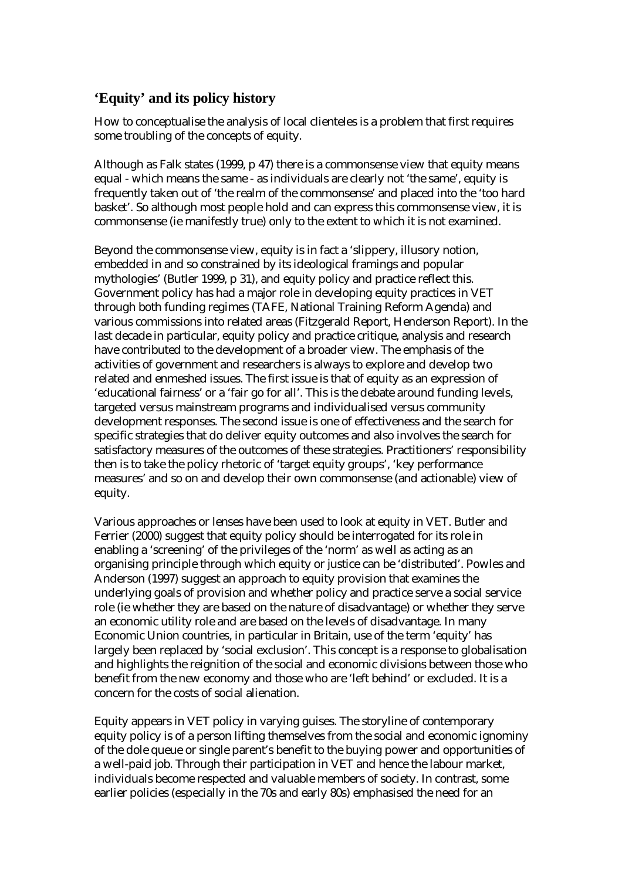## 'Equity' and its policy history

How to conceptualise the analysis of local clienteles is a problem that first requires some troubling of the concepts of equity.

Although as Falk states (1999, p 47) there is a commonsense view that equity means equal - which means the same - as individuals are clearly not 'the same', equity is frequently taken out of 'the realm of the commonsense' and placed into the 'too hard basket'. So although most people hold and can express this commonsense view, it is commonsense (ie manifestly true) only to the extent to which it is not examined.

Beyond the commonsense view, equity is in fact a 'slippery, illusory notion, embedded in and so constrained by its ideological framings and popular mythologies' (Butler 1999, p 31), and equity policy and practice reflect this. Government policy has had a major role in developing equity practices in VET through both funding regimes (TAFE, National Training Reform Agenda) and various commissions into related areas (Fitzgerald Report, Henderson Report). In the last decade in particular, equity policy and practice critique, analysis and research have contributed to the development of a broader view. The emphasis of the activities of government and researchers is always to explore and develop two related and enmeshed issues. The first issue is that of equity as an expression of 'educational fairness' or a 'fair go for all'. This is the debate around funding levels, targeted versus mainstream programs and individualised versus community development responses. The second issue is one of effectiveness and the search for specific strategies that do deliver equity outcomes and also involves the search for satisfactory measures of the outcomes of these strategies. Practitioners' responsibility then is to take the policy rhetoric of 'target equity groups', 'key performance measures' and so on and develop their own commonsense (and actionable) view of equity.

Various approaches or lenses have been used to look at equity in VET. Butler and Ferrier (2000) suggest that equity policy should be interrogated for its role in enabling a 'screening' of the privileges of the 'norm' as well as acting as an organising principle through which equity or justice can be 'distributed'. Powles and Anderson (1997) suggest an approach to equity provision that examines the underlying goals of provision and whether policy and practice serve a social service role (ie whether they are based on the nature of disadvantage) or whether they serve an economic utility role and are based on the levels of disadvantage. In many Economic Union countries, in particular in Britain, use of the term 'equity' has largely been replaced by 'social exclusion'. This concept is a response to globalisation and highlights the reignition of the social and economic divisions between those who benefit from the new economy and those who are 'left behind' or excluded. It is a concern for the costs of social alienation.

Equity appears in VET policy in varying guises. The storyline of contemporary equity policy is of a person lifting themselves from the social and economic ignominy of the dole queue or single parent's benefit to the buying power and opportunities of a well-paid job. Through their participation in VET and hence the labour market, individuals become respected and valuable members of society. In contrast, some earlier policies (especially in the 70s and early 80s) emphasised the need for an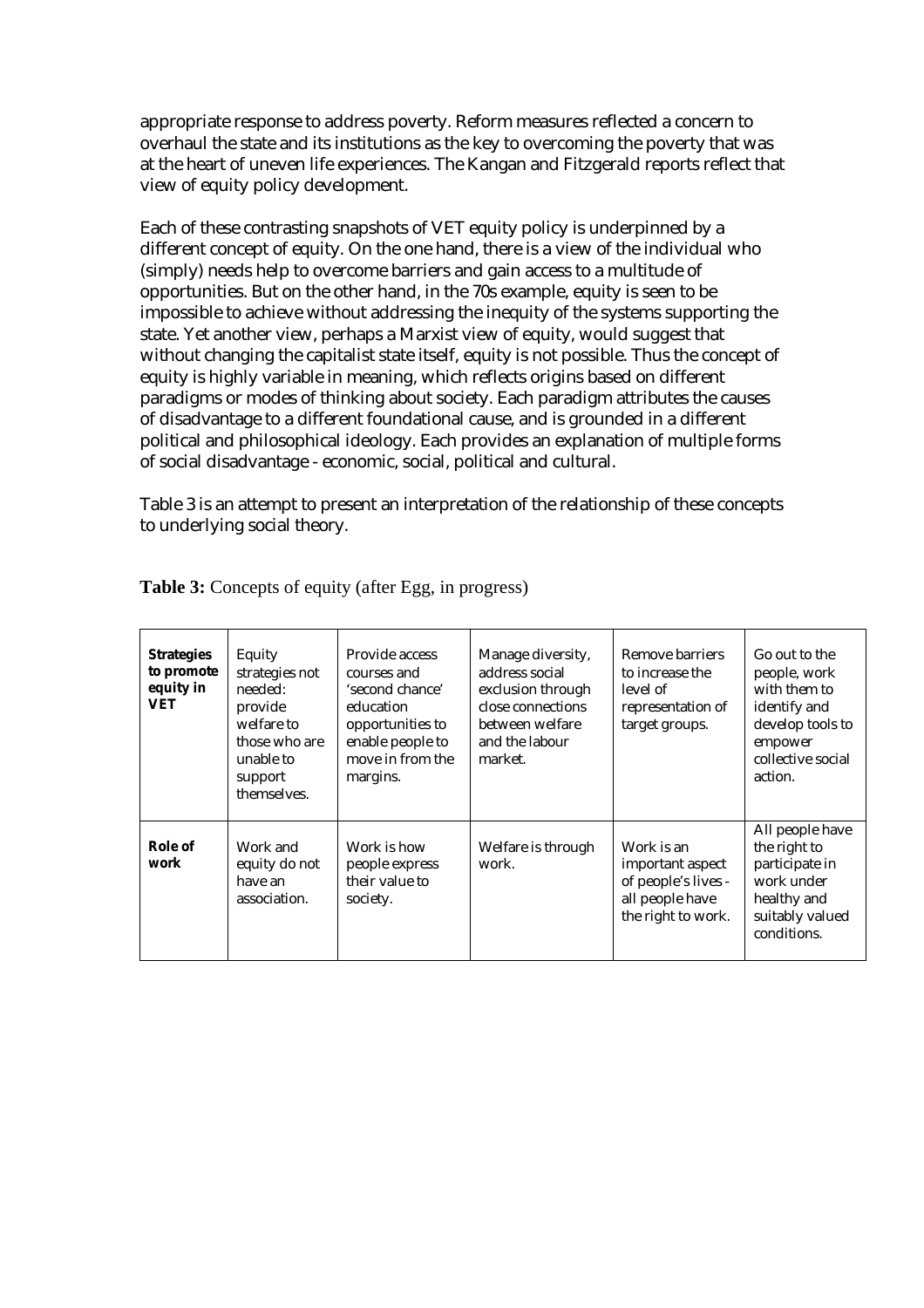appropriate response to address poverty. Reform measures reflected a concern to overhaul the state and its institutions as the key to overcoming the poverty that was at the heart of uneven life experiences. The Kangan and Fitzgerald reports reflect that view of equity policy development.

Each of these contrasting snapshots of VET equity policy is underpinned by a different concept of equity. On the one hand, there is a view of the individual who (simply) needs help to overcome barriers and gain access to a multitude of opportunities. But on the other hand, in the 70s example, equity is seen to be impossible to achieve without addressing the inequity of the systems supporting the state. Yet another view, perhaps a Marxist view of equity, would suggest that without changing the capitalist state itself, equity is not possible. Thus the concept of equity is highly variable in meaning, which reflects origins based on different paradigms or modes of thinking about society. Each paradigm attributes the causes of disadvantage to a different foundational cause, and is grounded in a different political and philosophical ideology. Each provides an explanation of multiple forms of social disadvantage - economic, social, political and cultural.

Table 3 is an attempt to present an interpretation of the relationship of these concepts to underlying social theory.

**Table 3:** Concepts of equity (after Egg, in progress)

| **Strategies to promote equity in VET** | Equity strategies not needed: provide welfare to those who are unable to support themselves. | Provide access courses and 'second chance' education opportunities to enable people to move in from the margins. | Manage diversity, address social exclusion through close connections between welfare and the labour market. | Remove barriers to increase the level of representation of target groups. | Go out to the people, work with them to identify and develop tools to empower collective social action. |
|---|---|---|---|---|---|
| **Role of work** | Work and equity do not have an association. | Work is how people express their value to society. | Welfare is through work. | Work is an important aspect of people's lives - all people have the right to work. | All people have the right to participate in work under healthy and suitably valued conditions. |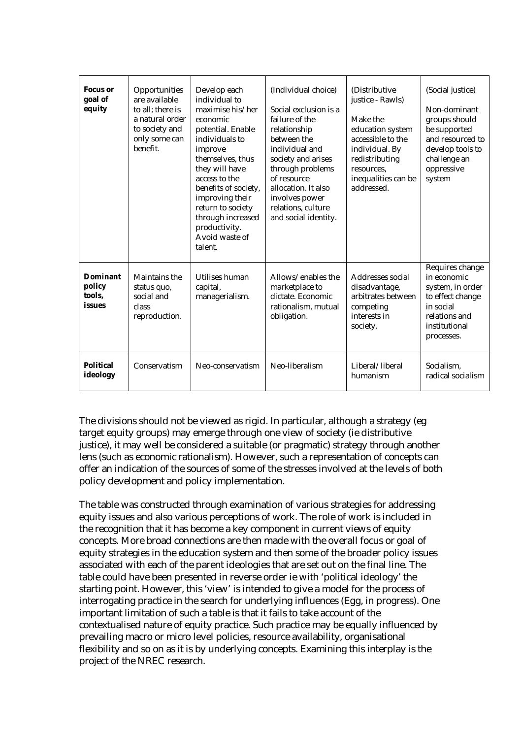| **Focus or goal of equity** | Opportunities are available to all; there is a natural order to society and only some can benefit. | Develop each individual to maximise his/her economic potential. Enable individuals to improve themselves, thus they will have access to the benefits of society, improving their return to society through increased productivity. Avoid waste of talent. | (Individual choice)<br><br>Social exclusion is a failure of the relationship between the individual and society and arises through problems of resource allocation. It also involves power relations, culture and social identity. | (Distributive justice - Rawls)<br><br>Make the education system accessible to the individual. By redistributing resources, inequalities can be addressed. | (Social justice)<br><br>Non-dominant groups should be supported and resourced to develop tools to challenge an oppressive system |
|---|---|---|---|---|---|
| **Dominant policy tools, issues** | Maintains the status quo, social and class reproduction. | Utilises human capital, managerialism. | Allows/enables the marketplace to dictate. Economic rationalism, mutual obligation. | Addresses social disadvantage, arbitrates between competing interests in society. | Requires change in economic system, in order to effect change in social relations and institutional processes. |
| **Political ideology** | Conservatism | Neo-conservatism | Neo-liberalism | Liberal/liberal humanism | Socialism, radical socialism |

The divisions should not be viewed as rigid. In particular, although a strategy (eg target equity groups) may emerge through one view of society (ie distributive justice), it may well be considered a suitable (or pragmatic) strategy through another lens (such as economic rationalism). However, such a representation of concepts can offer an indication of the sources of some of the stresses involved at the levels of both policy development and policy implementation.

The table was constructed through examination of various strategies for addressing equity issues and also various perceptions of work. The role of work is included in the recognition that it has become a key component in current views of equity concepts. More broad connections are then made with the overall focus or goal of equity strategies in the education system and then some of the broader policy issues associated with each of the parent ideologies that are set out on the final line. The table could have been presented in reverse order ie with 'political ideology' the starting point. However, this 'view' is intended to give a model for the process of interrogating practice in the search for underlying influences (Egg, in progress). One important limitation of such a table is that it fails to take account of the contextualised nature of equity practice. Such practice may be equally influenced by prevailing macro or micro level policies, resource availability, organisational flexibility and so on as it is by underlying concepts. Examining this interplay is the project of the NREC research.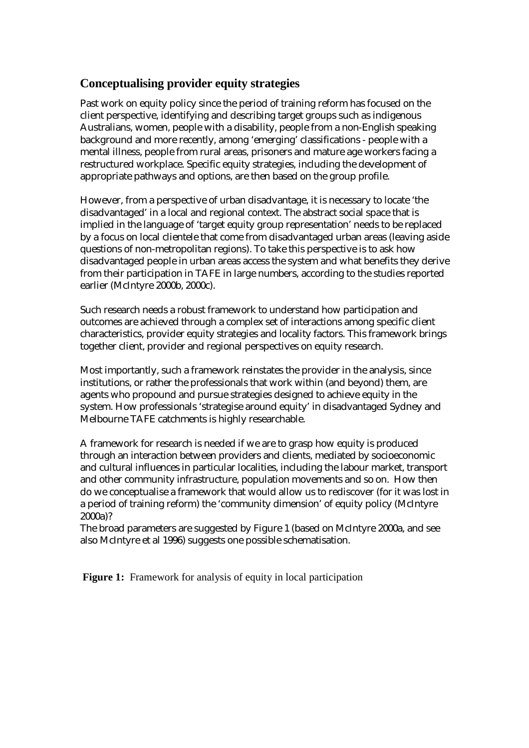## Conceptualising provider equity strategies

Past work on equity policy since the period of training reform has focused on the client perspective, identifying and describing target groups such as indigenous Australians, women, people with a disability, people from a non-English speaking background and more recently, among 'emerging' classifications - people with a mental illness, people from rural areas, prisoners and mature age workers facing a restructured workplace. Specific equity strategies, including the development of appropriate pathways and options, are then based on the group profile.

However, from a perspective of urban disadvantage, it is necessary to locate 'the disadvantaged' in a local and regional context. The abstract social space that is implied in the language of 'target equity group representation' needs to be replaced by a focus on local clientele that come from disadvantaged urban areas (leaving aside questions of non-metropolitan regions). To take this perspective is to ask how disadvantaged people in urban areas access the system and what benefits they derive from their participation in TAFE in large numbers, according to the studies reported earlier (McIntyre 2000b, 2000c).

Such research needs a robust framework to understand how participation and outcomes are achieved through a complex set of interactions among specific client characteristics, provider equity strategies and locality factors. This framework brings together client, provider and regional perspectives on equity research.

Most importantly, such a framework reinstates the provider in the analysis, since institutions, or rather the professionals that work within (and beyond) them, are agents who propound and pursue strategies designed to achieve equity in the system. How professionals 'strategise around equity' in disadvantaged Sydney and Melbourne TAFE catchments is highly researchable.

A framework for research is needed if we are to grasp how equity is produced through an interaction between providers and clients, mediated by socioeconomic and cultural influences in particular localities, including the labour market, transport and other community infrastructure, population movements and so on. How then do we conceptualise a framework that would allow us to rediscover (for it was lost in a period of training reform) the 'community dimension' of equity policy (McIntyre 2000a)?
The broad parameters are suggested by Figure 1 (based on McIntyre 2000a, and see also McIntyre et al 1996) suggests one possible schematisation.

**Figure 1:** Framework for analysis of equity in local participation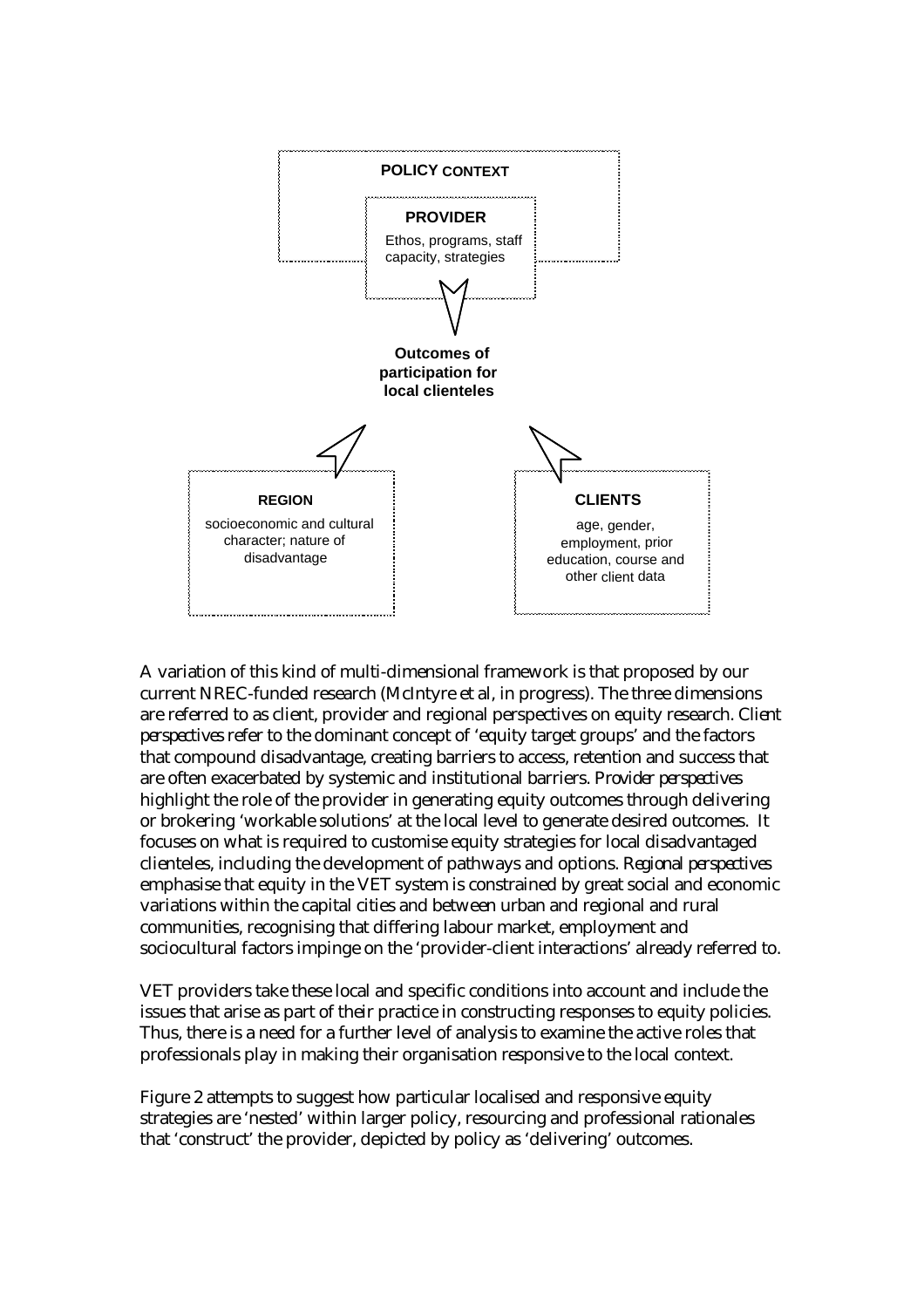**POLICY CONTEXT**

**PROVIDER**

Ethos, programs, staff capacity, strategies

**Outcomes of participation for local clienteles**

**REGION**

socioeconomic and cultural character; nature of disadvantage

**CLIENTS**

age, gender, employment, prior education, course and other client data

A variation of this kind of multi-dimensional framework is that proposed by our current NREC-funded research (McIntyre et al, in progress). The three dimensions are referred to as client, provider and regional perspectives on equity research. *Client perspectives* refer to the dominant concept of 'equity target groups' and the factors that compound disadvantage, creating barriers to access, retention and success that are often exacerbated by systemic and institutional barriers. *Provider perspectives* highlight the role of the provider in generating equity outcomes through delivering or brokering 'workable solutions' at the local level to generate desired outcomes. It focuses on what is required to customise equity strategies for local disadvantaged clienteles, including the development of pathways and options. *Regional perspectives* emphasise that equity in the VET system is constrained by great social and economic variations within the capital cities and between urban and regional and rural communities, recognising that differing labour market, employment and sociocultural factors impinge on the 'provider-client interactions' already referred to.

VET providers take these local and specific conditions into account and include the issues that arise as part of their practice in constructing responses to equity policies. Thus, there is a need for a further level of analysis to examine the active roles that professionals play in making their organisation responsive to the local context.

Figure 2 attempts to suggest how particular localised and responsive equity strategies are 'nested' within larger policy, resourcing and professional rationales that 'construct' the provider, depicted by policy as 'delivering' outcomes.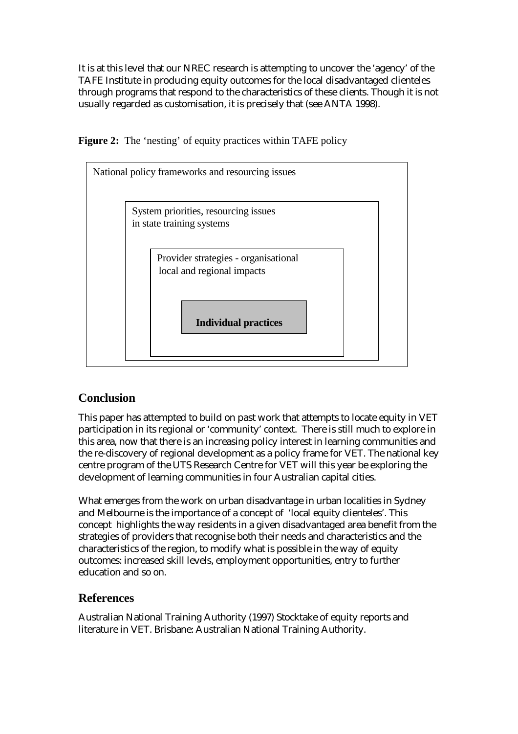It is at this level that our NREC research is attempting to uncover the 'agency' of the TAFE Institute in producing equity outcomes for the local disadvantaged clienteles through programs that respond to the characteristics of these clients. Though it is not usually regarded as customisation, it is precisely that (see ANTA 1998).

**Figure 2:** The 'nesting' of equity practices within TAFE policy

National policy frameworks and resourcing issues

System priorities, resourcing issues in state training systems

Provider strategies - organisational local and regional impacts

**Individual practices**

## Conclusion

This paper has attempted to build on past work that attempts to locate equity in VET participation in its regional or 'community' context. There is still much to explore in this area, now that there is an increasing policy interest in learning communities and the re-discovery of regional development as a policy frame for VET. The national key centre program of the UTS Research Centre for VET will this year be exploring the development of learning communities in four Australian capital cities.

What emerges from the work on urban disadvantage in urban localities in Sydney and Melbourne is the importance of a concept of 'local equity clienteles'. This concept highlights the way residents in a given disadvantaged area benefit from the strategies of providers that recognise both their needs and characteristics and the characteristics of the region, to modify what is possible in the way of equity outcomes: increased skill levels, employment opportunities, entry to further education and so on.

## References

Australian National Training Authority (1997) Stocktake of equity reports and literature in VET. Brisbane: Australian National Training Authority.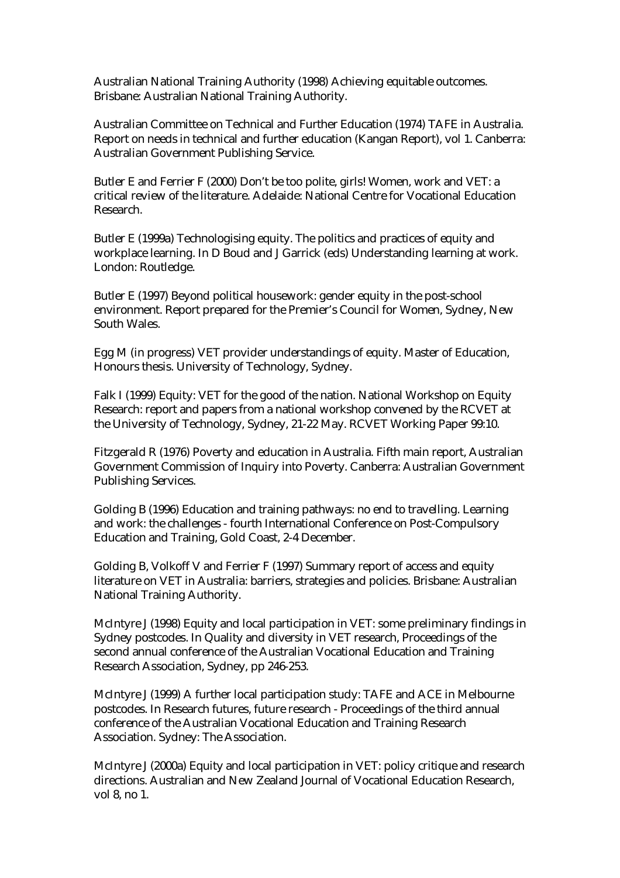Australian National Training Authority (1998) Achieving equitable outcomes. Brisbane: Australian National Training Authority.

Australian Committee on Technical and Further Education (1974) TAFE in Australia. Report on needs in technical and further education (Kangan Report), vol 1. Canberra: Australian Government Publishing Service.

Butler E and Ferrier F (2000) Don't be too polite, girls! Women, work and VET: a critical review of the literature. Adelaide: National Centre for Vocational Education Research.

Butler E (1999a) Technologising equity. The politics and practices of equity and workplace learning. In D Boud and J Garrick (eds) Understanding learning at work. London: Routledge.

Butler E (1997) Beyond political housework: gender equity in the post-school environment. Report prepared for the Premier's Council for Women, Sydney, New South Wales.

Egg M (in progress) VET provider understandings of equity. Master of Education, Honours thesis. University of Technology, Sydney.

Falk I (1999) Equity: VET for the good of the nation. National Workshop on Equity Research: report and papers from a national workshop convened by the RCVET at the University of Technology, Sydney, 21-22 May. RCVET Working Paper 99:10.

Fitzgerald R (1976) Poverty and education in Australia. Fifth main report, Australian Government Commission of Inquiry into Poverty. Canberra: Australian Government Publishing Services.

Golding B (1996) Education and training pathways: no end to travelling. Learning and work: the challenges - fourth International Conference on Post-Compulsory Education and Training, Gold Coast, 2-4 December.

Golding B, Volkoff V and Ferrier F (1997) Summary report of access and equity literature on VET in Australia: barriers, strategies and policies. Brisbane: Australian National Training Authority.

McIntyre J (1998) Equity and local participation in VET: some preliminary findings in Sydney postcodes. In Quality and diversity in VET research, Proceedings of the second annual conference of the Australian Vocational Education and Training Research Association, Sydney, pp 246-253.

McIntyre J (1999) A further local participation study: TAFE and ACE in Melbourne postcodes. In Research futures, future research - Proceedings of the third annual conference of the Australian Vocational Education and Training Research Association. Sydney: The Association.

McIntyre J (2000a) Equity and local participation in VET: policy critique and research directions. Australian and New Zealand Journal of Vocational Education Research, vol 8, no 1.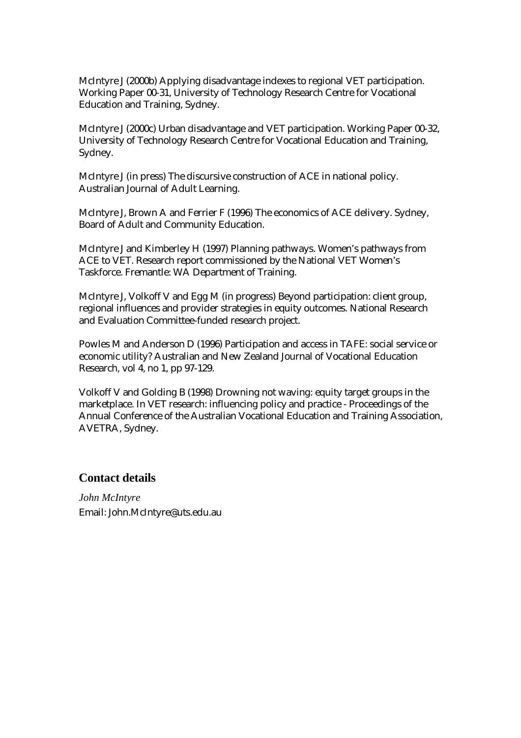McIntyre J (2000b) Applying disadvantage indexes to regional VET participation. Working Paper 00-31, University of Technology Research Centre for Vocational Education and Training, Sydney.

McIntyre J (2000c) Urban disadvantage and VET participation. Working Paper 00-32, University of Technology Research Centre for Vocational Education and Training, Sydney.

McIntyre J (in press) The discursive construction of ACE in national policy. Australian Journal of Adult Learning.

McIntyre J, Brown A and Ferrier F (1996) The economics of ACE delivery. Sydney, Board of Adult and Community Education.

McIntyre J and Kimberley H (1997) Planning pathways. Women's pathways from ACE to VET. Research report commissioned by the National VET Women's Taskforce. Fremantle: WA Department of Training.

McIntyre J, Volkoff V and Egg M (in progress) Beyond participation: client group, regional influences and provider strategies in equity outcomes. National Research and Evaluation Committee-funded research project.

Powles M and Anderson D (1996) Participation and access in TAFE: social service or economic utility? Australian and New Zealand Journal of Vocational Education Research, vol 4, no 1, pp 97-129.

Volkoff V and Golding B (1998) Drowning not waving: equity target groups in the marketplace. In VET research: influencing policy and practice - Proceedings of the Annual Conference of the Australian Vocational Education and Training Association, AVETRA, Sydney.

## Contact details

*John McIntyre*
Email: John.McIntyre@uts.edu.au